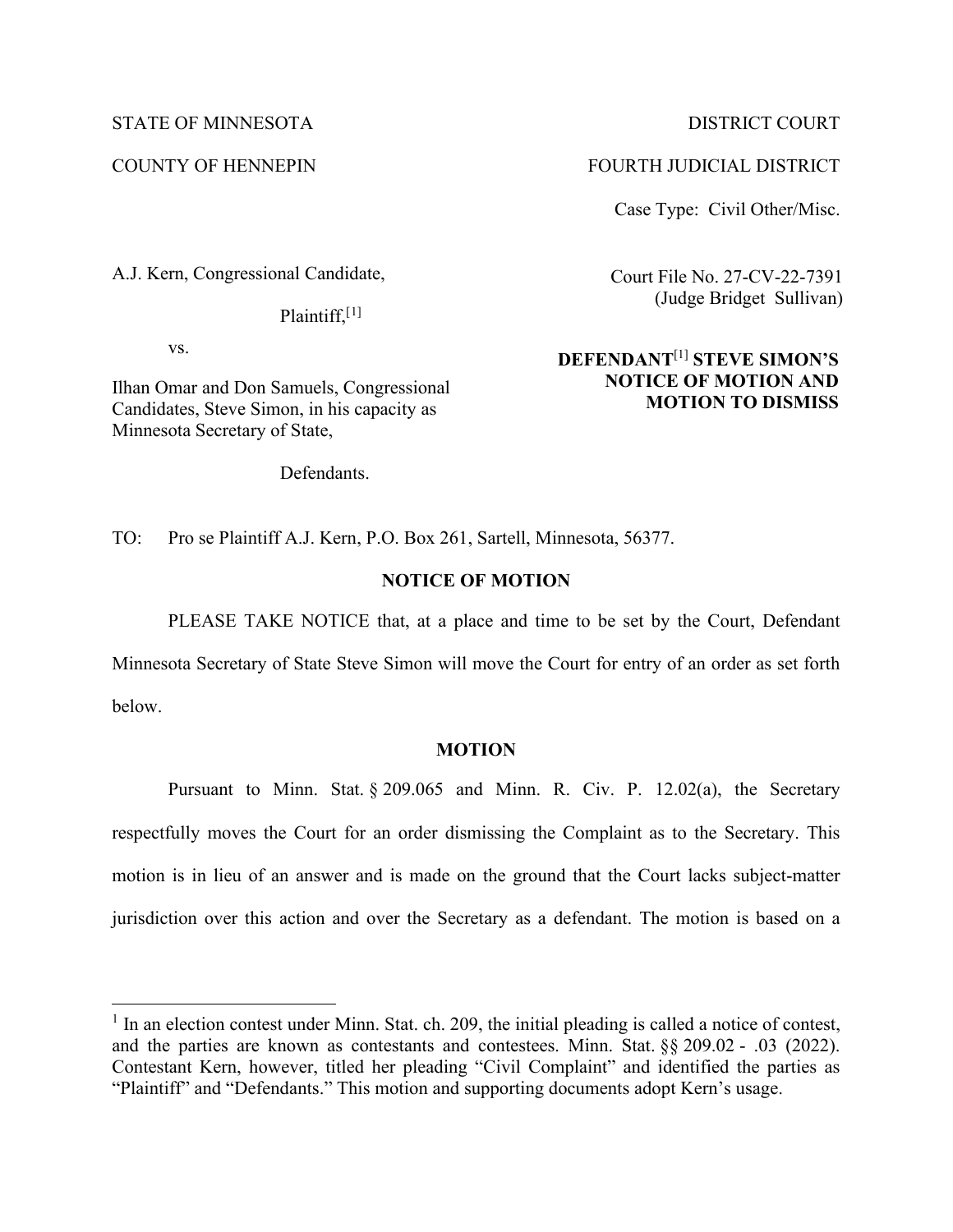STATE OF MINNESOTA | DISTRICT COURT

COUNTY OF HENNEPIN | FOURTH JUDICIAL DISTRICT

Case Type: Civil Other/Misc.

A.J. Kern, Congressional Candidate,

Plaintiff,[1]

vs.

Ilhan Omar and Don Samuels, Congressional Candidates, Steve Simon, in his capacity as Minnesota Secretary of State,

Defendants.

Court File No. 27-CV-22-7391
(Judge Bridget Sullivan)

**DEFENDANT[1] STEVE SIMON'S NOTICE OF MOTION AND MOTION TO DISMISS**

TO: Pro se Plaintiff A.J. Kern, P.O. Box 261, Sartell, Minnesota, 56377.

## NOTICE OF MOTION

PLEASE TAKE NOTICE that, at a place and time to be set by the Court, Defendant Minnesota Secretary of State Steve Simon will move the Court for entry of an order as set forth below.

## MOTION

Pursuant to Minn. Stat. § 209.065 and Minn. R. Civ. P. 12.02(a), the Secretary respectfully moves the Court for an order dismissing the Complaint as to the Secretary. This motion is in lieu of an answer and is made on the ground that the Court lacks subject-matter jurisdiction over this action and over the Secretary as a defendant. The motion is based on a

---

[1] In an election contest under Minn. Stat. ch. 209, the initial pleading is called a notice of contest, and the parties are known as contestants and contestees. Minn. Stat. §§ 209.02 - .03 (2022). Contestant Kern, however, titled her pleading "Civil Complaint" and identified the parties as "Plaintiff" and "Defendants." This motion and supporting documents adopt Kern's usage.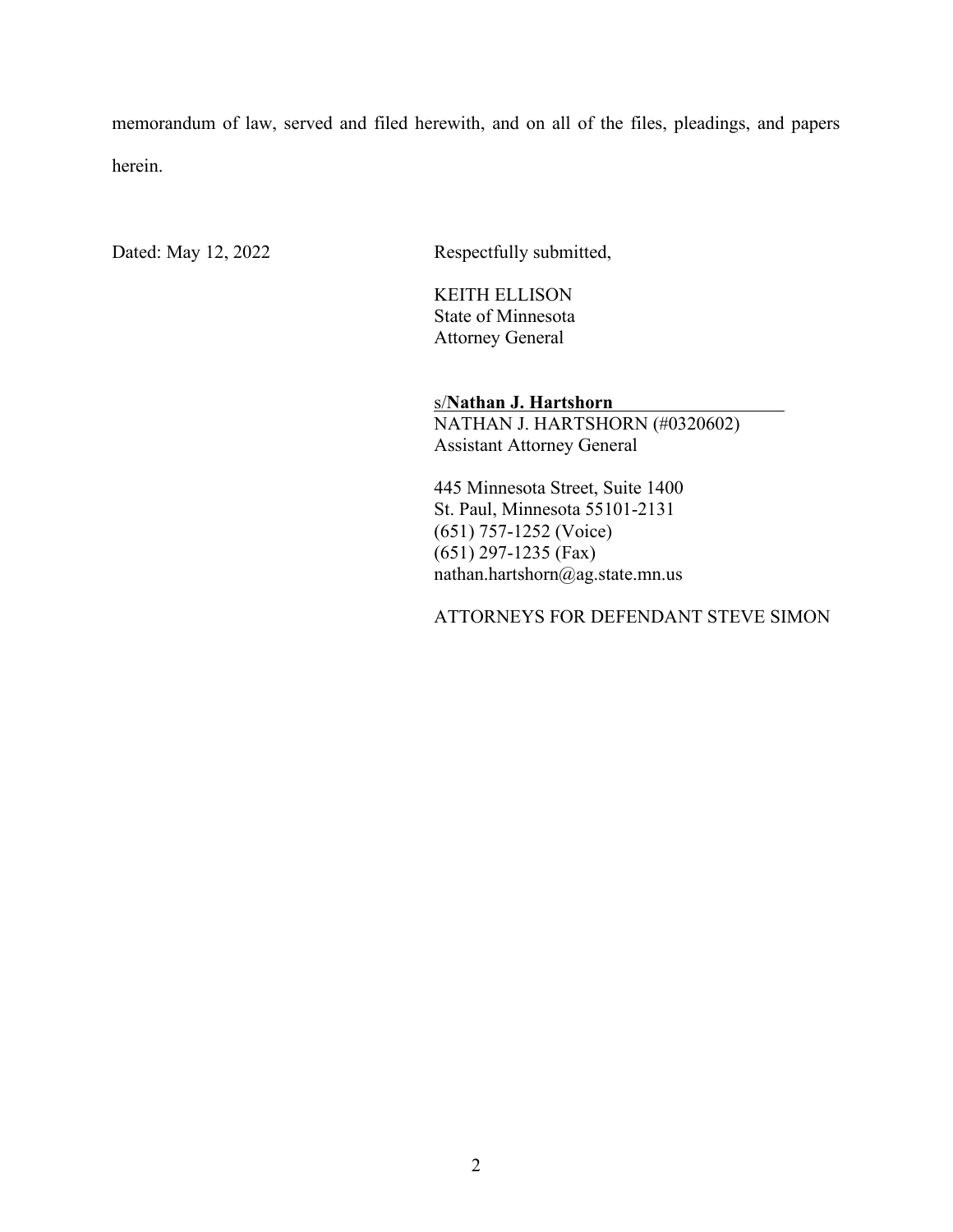memorandum of law, served and filed herewith, and on all of the files, pleadings, and papers herein.

Dated: May 12, 2022

Respectfully submitted,

KEITH ELLISON
State of Minnesota
Attorney General

s/**Nathan J. Hartshorn**
NATHAN J. HARTSHORN (#0320602)
Assistant Attorney General

445 Minnesota Street, Suite 1400
St. Paul, Minnesota 55101-2131
(651) 757-1252 (Voice)
(651) 297-1235 (Fax)
nathan.hartshorn@ag.state.mn.us

ATTORNEYS FOR DEFENDANT STEVE SIMON